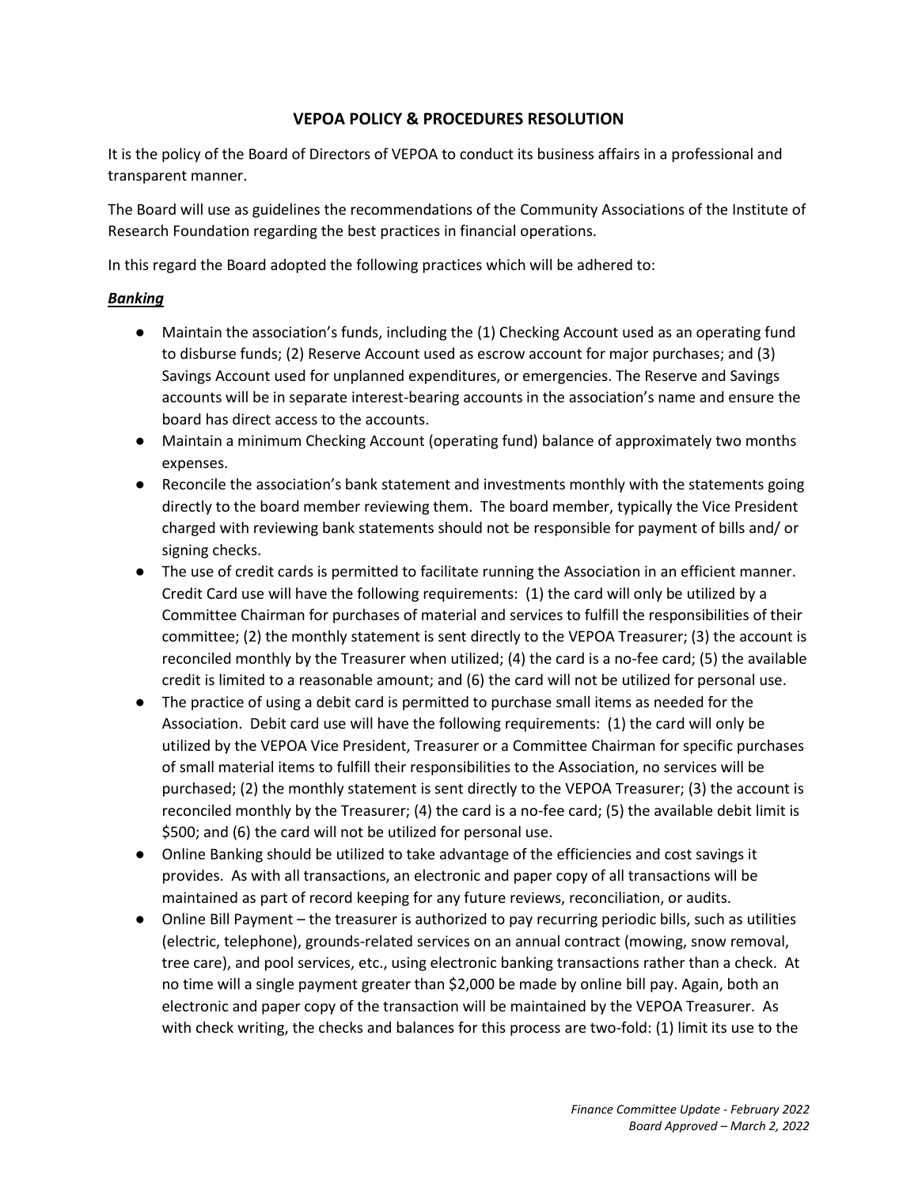# VEPOA POLICY & PROCEDURES RESOLUTION

It is the policy of the Board of Directors of VEPOA to conduct its business affairs in a professional and transparent manner.

The Board will use as guidelines the recommendations of the Community Associations of the Institute of Research Foundation regarding the best practices in financial operations.

In this regard the Board adopted the following practices which will be adhered to:

***Banking***

- Maintain the association's funds, including the (1) Checking Account used as an operating fund to disburse funds; (2) Reserve Account used as escrow account for major purchases; and (3) Savings Account used for unplanned expenditures, or emergencies. The Reserve and Savings accounts will be in separate interest-bearing accounts in the association's name and ensure the board has direct access to the accounts.
- Maintain a minimum Checking Account (operating fund) balance of approximately two months expenses.
- Reconcile the association's bank statement and investments monthly with the statements going directly to the board member reviewing them. The board member, typically the Vice President charged with reviewing bank statements should not be responsible for payment of bills and/ or signing checks.
- The use of credit cards is permitted to facilitate running the Association in an efficient manner. Credit Card use will have the following requirements: (1) the card will only be utilized by a Committee Chairman for purchases of material and services to fulfill the responsibilities of their committee; (2) the monthly statement is sent directly to the VEPOA Treasurer; (3) the account is reconciled monthly by the Treasurer when utilized; (4) the card is a no-fee card; (5) the available credit is limited to a reasonable amount; and (6) the card will not be utilized for personal use.
- The practice of using a debit card is permitted to purchase small items as needed for the Association. Debit card use will have the following requirements: (1) the card will only be utilized by the VEPOA Vice President, Treasurer or a Committee Chairman for specific purchases of small material items to fulfill their responsibilities to the Association, no services will be purchased; (2) the monthly statement is sent directly to the VEPOA Treasurer; (3) the account is reconciled monthly by the Treasurer; (4) the card is a no-fee card; (5) the available debit limit is $500; and (6) the card will not be utilized for personal use.
- Online Banking should be utilized to take advantage of the efficiencies and cost savings it provides. As with all transactions, an electronic and paper copy of all transactions will be maintained as part of record keeping for any future reviews, reconciliation, or audits.
- Online Bill Payment – the treasurer is authorized to pay recurring periodic bills, such as utilities (electric, telephone), grounds-related services on an annual contract (mowing, snow removal, tree care), and pool services, etc., using electronic banking transactions rather than a check. At no time will a single payment greater than $2,000 be made by online bill pay. Again, both an electronic and paper copy of the transaction will be maintained by the VEPOA Treasurer. As with check writing, the checks and balances for this process are two-fold: (1) limit its use to the

*Finance Committee Update - February 2022*
*Board Approved – March 2, 2022*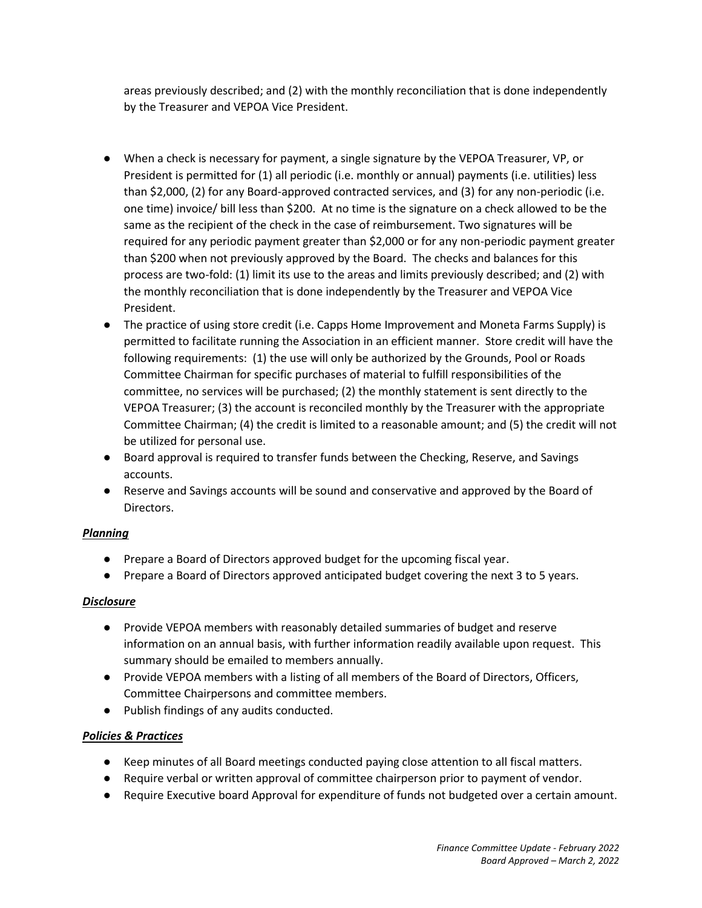areas previously described; and (2) with the monthly reconciliation that is done independently by the Treasurer and VEPOA Vice President.

- When a check is necessary for payment, a single signature by the VEPOA Treasurer, VP, or President is permitted for (1) all periodic (i.e. monthly or annual) payments (i.e. utilities) less than $2,000, (2) for any Board-approved contracted services, and (3) for any non-periodic (i.e. one time) invoice/ bill less than $200. At no time is the signature on a check allowed to be the same as the recipient of the check in the case of reimbursement. Two signatures will be required for any periodic payment greater than $2,000 or for any non-periodic payment greater than $200 when not previously approved by the Board. The checks and balances for this process are two-fold: (1) limit its use to the areas and limits previously described; and (2) with the monthly reconciliation that is done independently by the Treasurer and VEPOA Vice President.
- The practice of using store credit (i.e. Capps Home Improvement and Moneta Farms Supply) is permitted to facilitate running the Association in an efficient manner. Store credit will have the following requirements: (1) the use will only be authorized by the Grounds, Pool or Roads Committee Chairman for specific purchases of material to fulfill responsibilities of the committee, no services will be purchased; (2) the monthly statement is sent directly to the VEPOA Treasurer; (3) the account is reconciled monthly by the Treasurer with the appropriate Committee Chairman; (4) the credit is limited to a reasonable amount; and (5) the credit will not be utilized for personal use.
- Board approval is required to transfer funds between the Checking, Reserve, and Savings accounts.
- Reserve and Savings accounts will be sound and conservative and approved by the Board of Directors.

***Planning***

- Prepare a Board of Directors approved budget for the upcoming fiscal year.
- Prepare a Board of Directors approved anticipated budget covering the next 3 to 5 years.

***Disclosure***

- Provide VEPOA members with reasonably detailed summaries of budget and reserve information on an annual basis, with further information readily available upon request. This summary should be emailed to members annually.
- Provide VEPOA members with a listing of all members of the Board of Directors, Officers, Committee Chairpersons and committee members.
- Publish findings of any audits conducted.

***Policies & Practices***

- Keep minutes of all Board meetings conducted paying close attention to all fiscal matters.
- Require verbal or written approval of committee chairperson prior to payment of vendor.
- Require Executive board Approval for expenditure of funds not budgeted over a certain amount.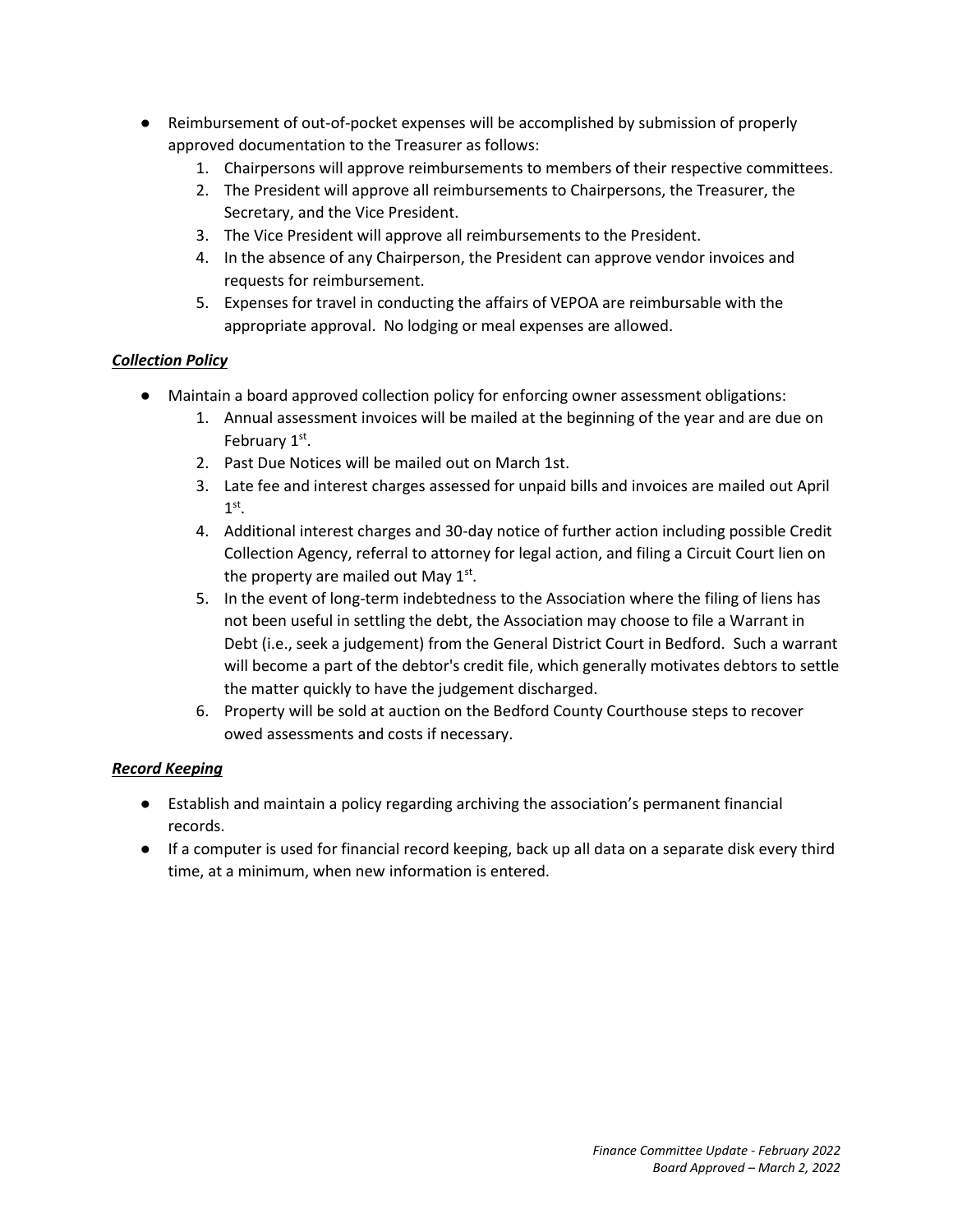- Reimbursement of out-of-pocket expenses will be accomplished by submission of properly approved documentation to the Treasurer as follows:
  1. Chairpersons will approve reimbursements to members of their respective committees.
  2. The President will approve all reimbursements to Chairpersons, the Treasurer, the Secretary, and the Vice President.
  3. The Vice President will approve all reimbursements to the President.
  4. In the absence of any Chairperson, the President can approve vendor invoices and requests for reimbursement.
  5. Expenses for travel in conducting the affairs of VEPOA are reimbursable with the appropriate approval. No lodging or meal expenses are allowed.

***Collection Policy***

- Maintain a board approved collection policy for enforcing owner assessment obligations:
  1. Annual assessment invoices will be mailed at the beginning of the year and are due on February 1st.
  2. Past Due Notices will be mailed out on March 1st.
  3. Late fee and interest charges assessed for unpaid bills and invoices are mailed out April 1st.
  4. Additional interest charges and 30-day notice of further action including possible Credit Collection Agency, referral to attorney for legal action, and filing a Circuit Court lien on the property are mailed out May 1st.
  5. In the event of long-term indebtedness to the Association where the filing of liens has not been useful in settling the debt, the Association may choose to file a Warrant in Debt (i.e., seek a judgement) from the General District Court in Bedford. Such a warrant will become a part of the debtor's credit file, which generally motivates debtors to settle the matter quickly to have the judgement discharged.
  6. Property will be sold at auction on the Bedford County Courthouse steps to recover owed assessments and costs if necessary.

***Record Keeping***

- Establish and maintain a policy regarding archiving the association's permanent financial records.
- If a computer is used for financial record keeping, back up all data on a separate disk every third time, at a minimum, when new information is entered.

*Finance Committee Update - February 2022*
*Board Approved – March 2, 2022*